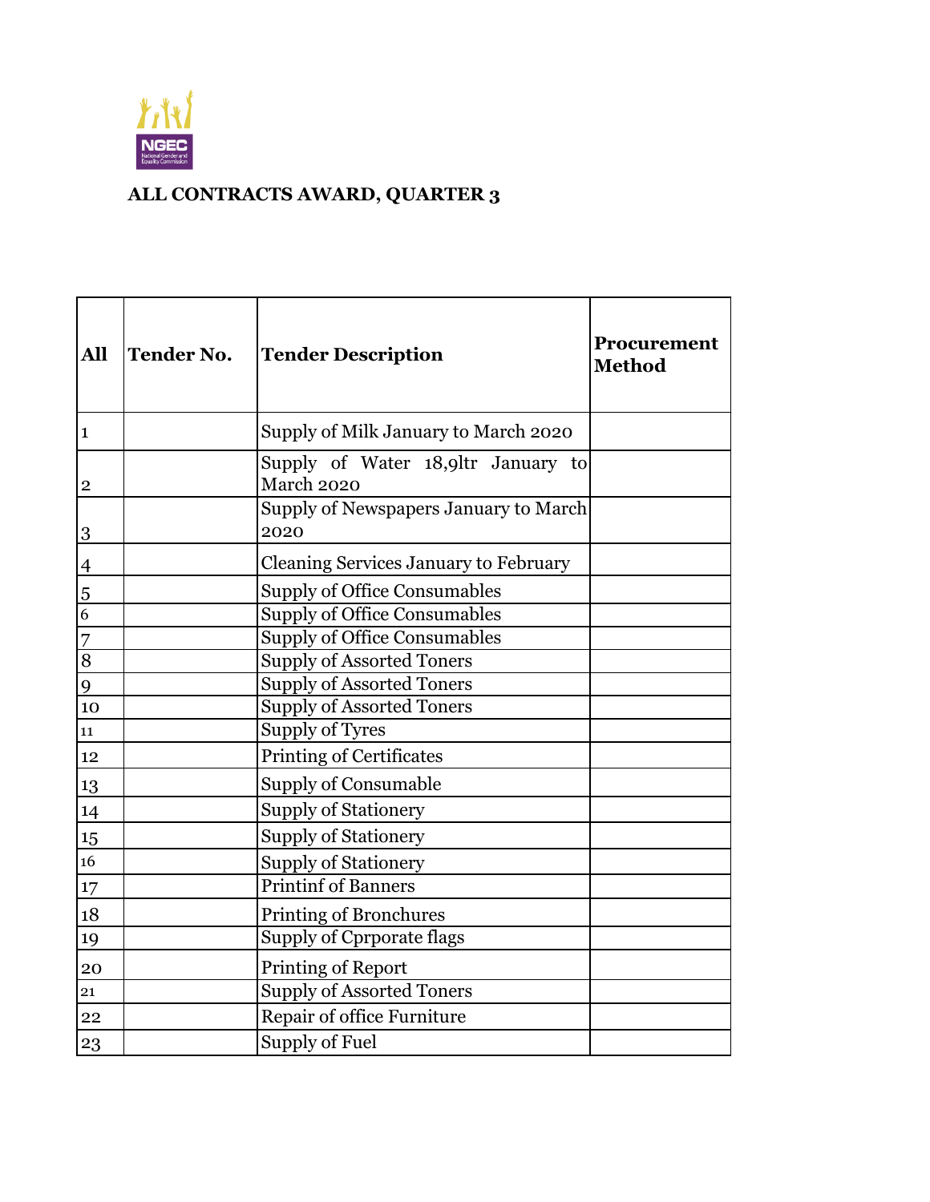NGEC

National Gender and Equality Commission

## ALL CONTRACTS AWARD, QUARTER 3

| All | Tender No. | Tender Description | Procurement Method |
|---|---|---|---|
| 1 | | Supply of Milk January to March 2020 | |
| 2 | | Supply of Water 18,9ltr January to March 2020 | |
| 3 | | Supply of Newspapers January to March 2020 | |
| 4 | | Cleaning Services January to February | |
| 5 | | Supply of Office Consumables | |
| 6 | | Supply of Office Consumables | |
| 7 | | Supply of Office Consumables | |
| 8 | | Supply of Assorted Toners | |
| 9 | | Supply of Assorted Toners | |
| 10 | | Supply of Assorted Toners | |
| 11 | | Supply of Tyres | |
| 12 | | Printing of Certificates | |
| 13 | | Supply of Consumable | |
| 14 | | Supply of Stationery | |
| 15 | | Supply of Stationery | |
| 16 | | Supply of Stationery | |
| 17 | | Printinf of Banners | |
| 18 | | Printing of Bronchures | |
| 19 | | Supply of Cprporate flags | |
| 20 | | Printing of Report | |
| 21 | | Supply of Assorted Toners | |
| 22 | | Repair of office Furniture | |
| 23 | | Supply of Fuel | |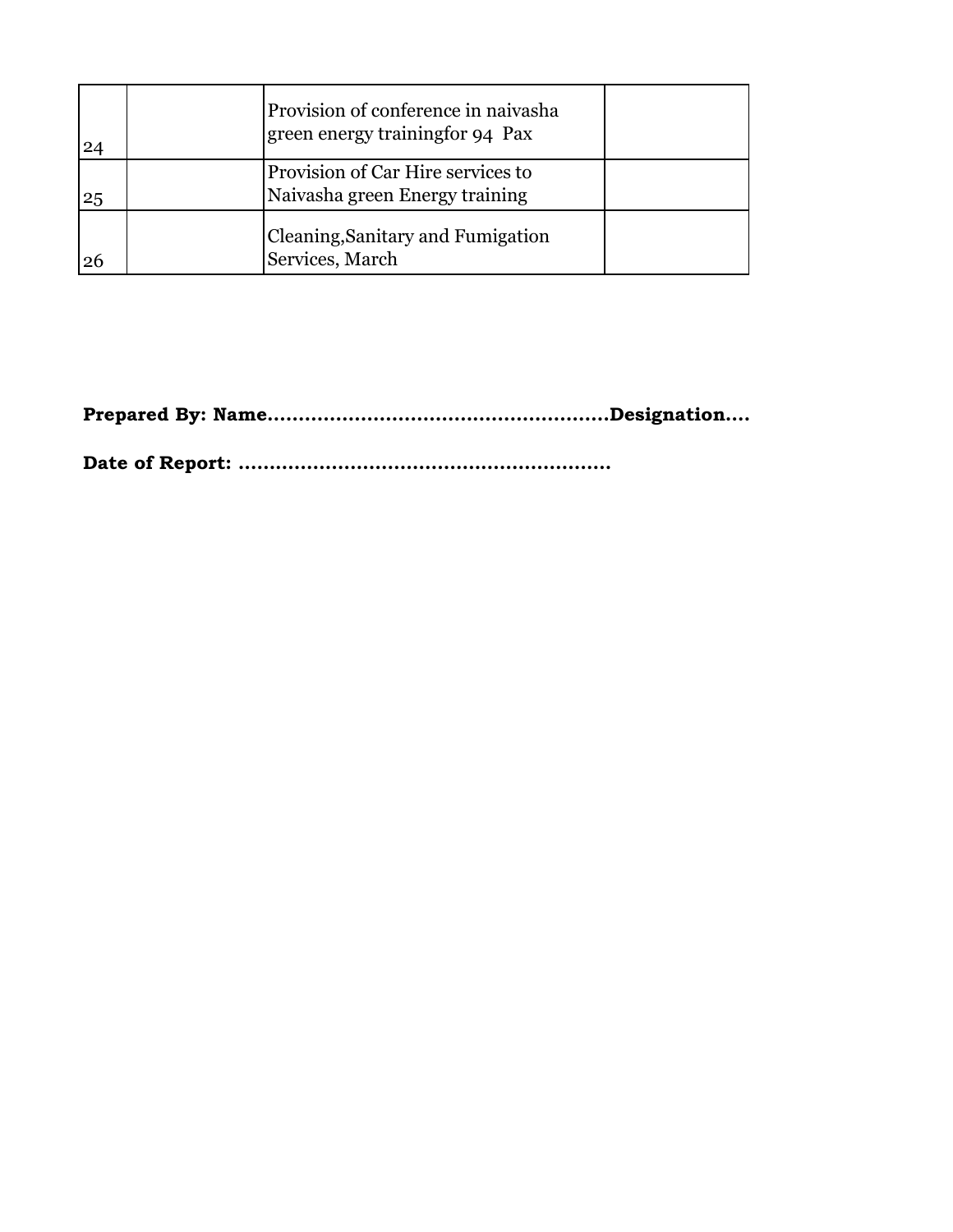|  |  |  |  |
|---|---|---|---|
| 24 |  | Provision of conference in naivasha green energy trainingfor 94  Pax |  |
| 25 |  | Provision of Car Hire services to Naivasha green Energy training |  |
| 26 |  | Cleaning,Sanitary and Fumigation Services, March |  |

**Prepared By: Name.......................................................Designation....**

**Date of Report: ...........................................................**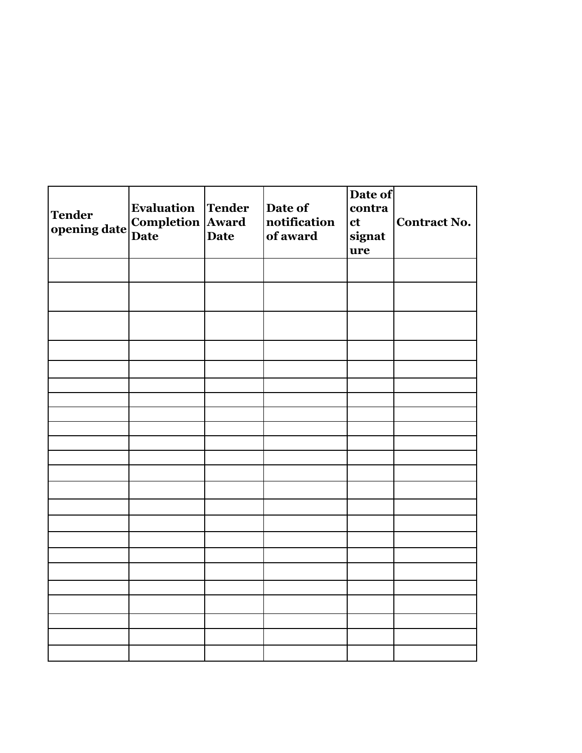| Tender opening date | Evaluation Completion Date | Tender Award Date | Date of notification of award | Date of contract signature | Contract No. |
|---|---|---|---|---|---|
| | | | | | |
| | | | | | |
| | | | | | |
| | | | | | |
| | | | | | |
| | | | | | |
| | | | | | |
| | | | | | |
| | | | | | |
| | | | | | |
| | | | | | |
| | | | | | |
| | | | | | |
| | | | | | |
| | | | | | |
| | | | | | |
| | | | | | |
| | | | | | |
| | | | | | |
| | | | | | |
| | | | | | |
| | | | | | |
| | | | | | |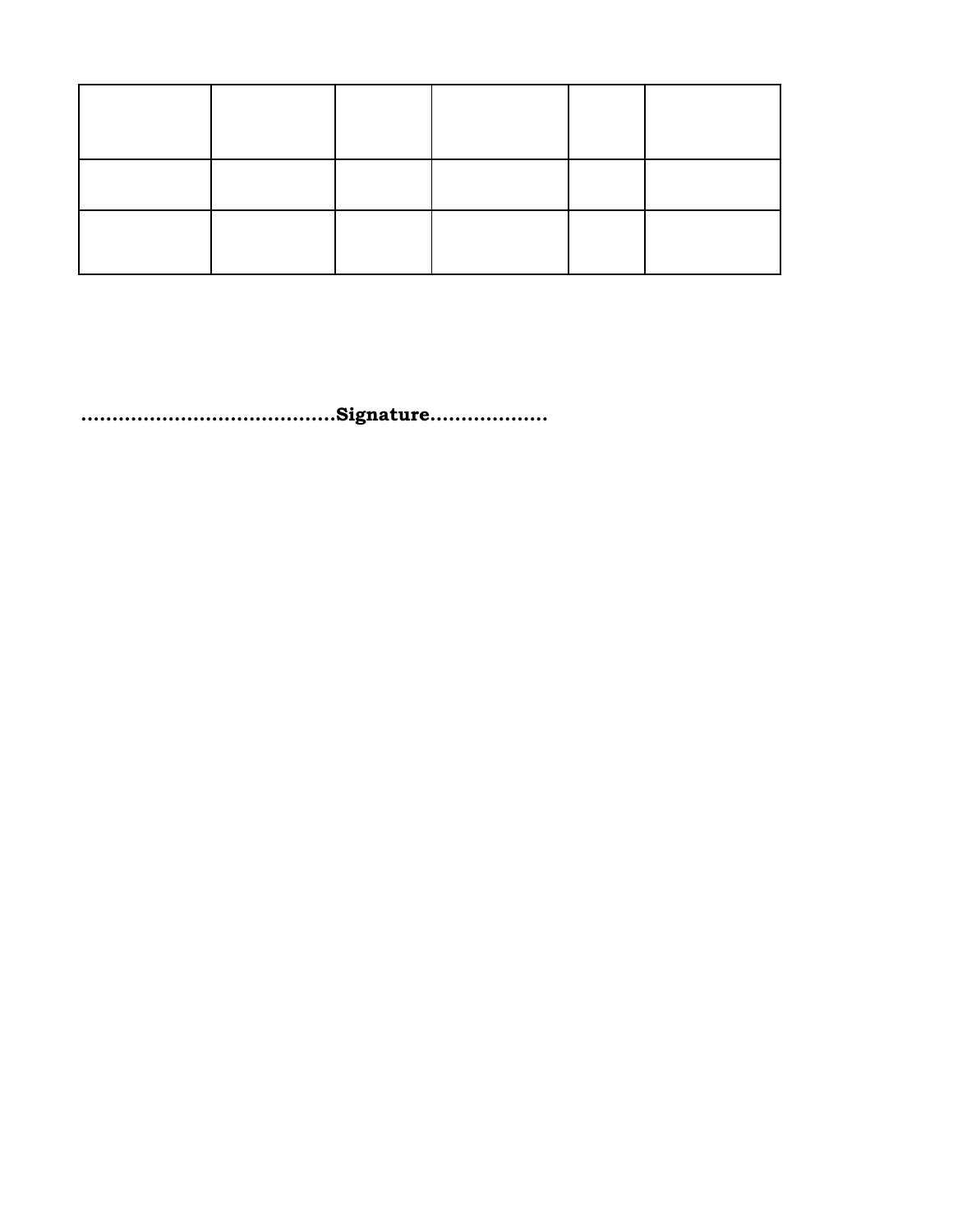| | | | | | |
|---|---|---|---|---|---|
| | | | | | |
| | | | | | |

**……………………………….…Signature………………**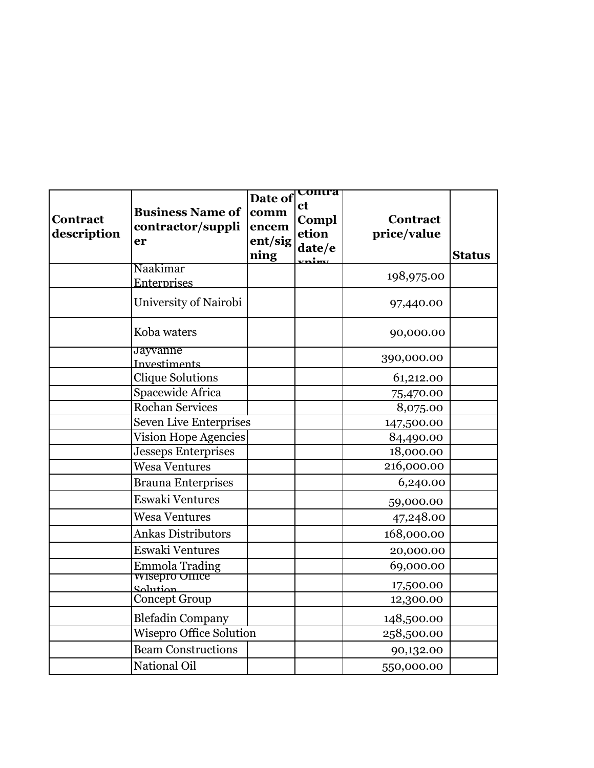| Contract description | Business Name of contractor/supplier | Date of commencement/signing | Contract Completion date/expiry | Contract price/value | Status |
|---|---|---|---|---|---|
| | Naakimar Enterprises | | | 198,975.00 | |
| | University of Nairobi | | | 97,440.00 | |
| | Koba waters | | | 90,000.00 | |
| | Jayvanne Investiments | | | 390,000.00 | |
| | Clique Solutions | | | 61,212.00 | |
| | Spacewide Africa | | | 75,470.00 | |
| | Rochan Services | | | 8,075.00 | |
| | Seven Live Enterprises | | | 147,500.00 | |
| | Vision Hope Agencies | | | 84,490.00 | |
| | Jesseps Enterprises | | | 18,000.00 | |
| | Wesa Ventures | | | 216,000.00 | |
| | Brauna Enterprises | | | 6,240.00 | |
| | Eswaki Ventures | | | 59,000.00 | |
| | Wesa Ventures | | | 47,248.00 | |
| | Ankas Distributors | | | 168,000.00 | |
| | Eswaki Ventures | | | 20,000.00 | |
| | Emmola Trading | | | 69,000.00 | |
| | Wisepro Office Solution | | | 17,500.00 | |
| | Concept Group | | | 12,300.00 | |
| | Blefadin Company | | | 148,500.00 | |
| | Wisepro Office Solution | | | 258,500.00 | |
| | Beam Constructions | | | 90,132.00 | |
| | National Oil | | | 550,000.00 | |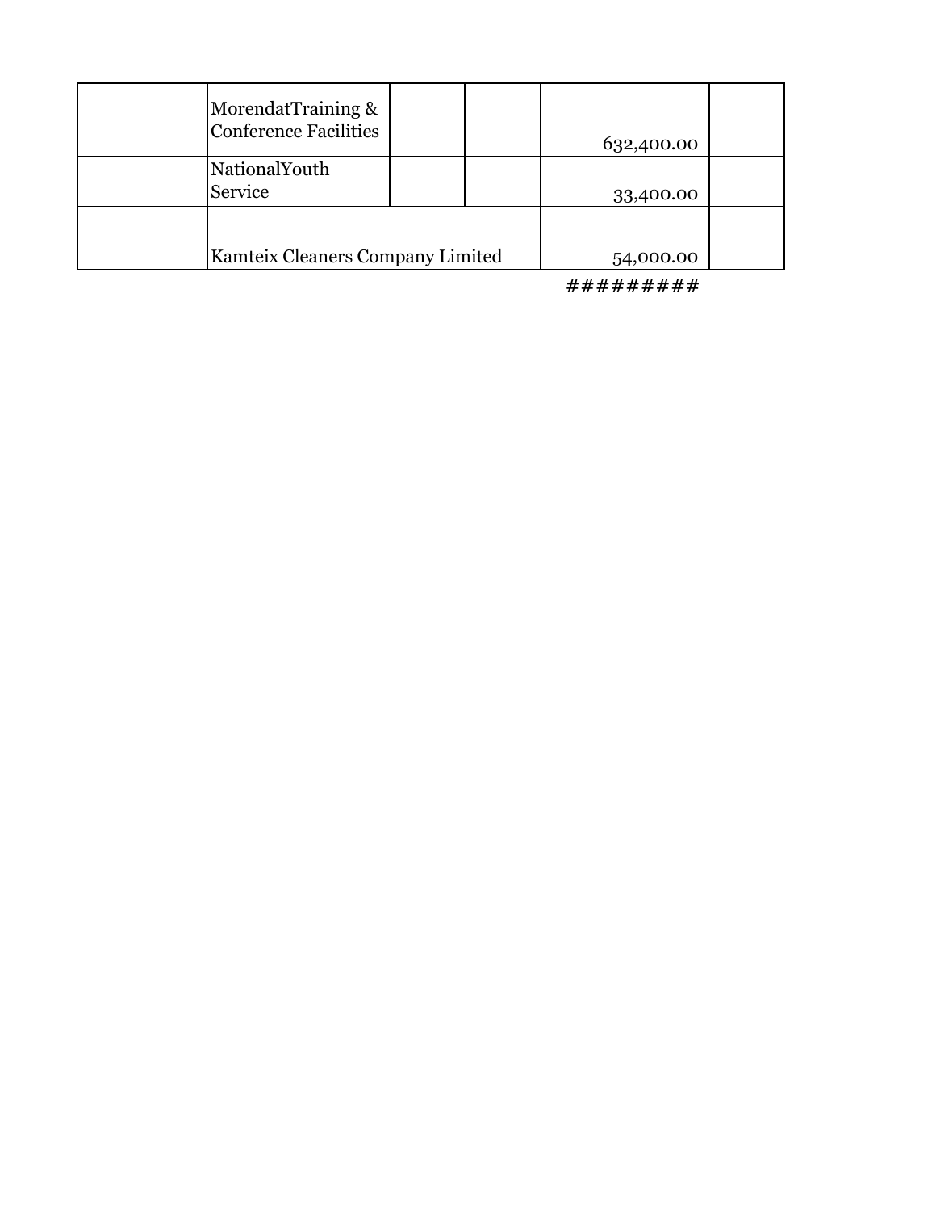| | | | | | |
|---|---|---|---|---|---|
| | MorendatTraining & Conference Facilities | | | 632,400.00 | |
| | NationalYouth Service | | | 33,400.00 | |
| | Kamteix Cleaners Company Limited | | | 54,000.00 | |
| | | | | ######### | |